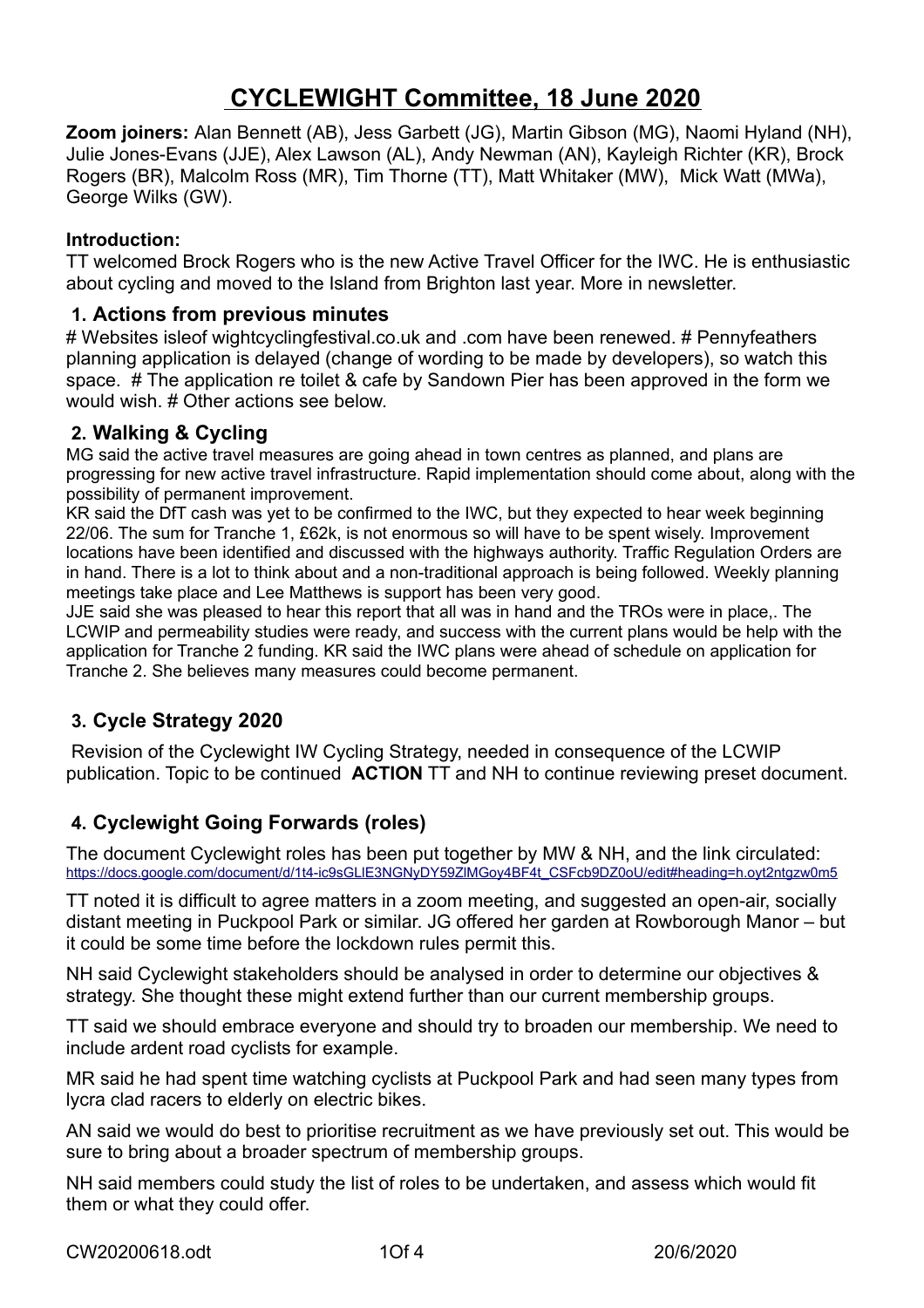# CYCLEWIGHT Committee, 18 June 2020

**Zoom joiners:** Alan Bennett (AB), Jess Garbett (JG), Martin Gibson (MG), Naomi Hyland (NH), Julie Jones-Evans (JJE), Alex Lawson (AL), Andy Newman (AN), Kayleigh Richter (KR), Brock Rogers (BR), Malcolm Ross (MR), Tim Thorne (TT), Matt Whitaker (MW), Mick Watt (MWa), George Wilks (GW).

**Introduction:**

TT welcomed Brock Rogers who is the new Active Travel Officer for the IWC. He is enthusiastic about cycling and moved to the Island from Brighton last year. More in newsletter.

## 1. Actions from previous minutes

# Websites isleof wightcyclingfestival.co.uk and .com have been renewed. # Pennyfeathers planning application is delayed (change of wording to be made by developers), so watch this space. # The application re toilet & cafe by Sandown Pier has been approved in the form we would wish. # Other actions see below.

## 2. Walking & Cycling

MG said the active travel measures are going ahead in town centres as planned, and plans are progressing for new active travel infrastructure. Rapid implementation should come about, along with the possibility of permanent improvement.

KR said the DfT cash was yet to be confirmed to the IWC, but they expected to hear week beginning 22/06. The sum for Tranche 1, £62k, is not enormous so will have to be spent wisely. Improvement locations have been identified and discussed with the highways authority. Traffic Regulation Orders are in hand. There is a lot to think about and a non-traditional approach is being followed. Weekly planning meetings take place and Lee Matthews is support has been very good.

JJE said she was pleased to hear this report that all was in hand and the TROs were in place,. The LCWIP and permeability studies were ready, and success with the current plans would be help with the application for Tranche 2 funding. KR said the IWC plans were ahead of schedule on application for Tranche 2. She believes many measures could become permanent.

## 3. Cycle Strategy 2020

Revision of the Cyclewight IW Cycling Strategy, needed in consequence of the LCWIP publication. Topic to be continued **ACTION** TT and NH to continue reviewing preset document.

## 4. Cyclewight Going Forwards (roles)

The document Cyclewight roles has been put together by MW & NH, and the link circulated: https://docs.google.com/document/d/1t4-ic9sGLIE3NGNyDY59ZlMGoy4BF4t_CSFcb9DZ0oU/edit#heading=h.oyt2ntgzw0m5

TT noted it is difficult to agree matters in a zoom meeting, and suggested an open-air, socially distant meeting in Puckpool Park or similar. JG offered her garden at Rowborough Manor – but it could be some time before the lockdown rules permit this.

NH said Cyclewight stakeholders should be analysed in order to determine our objectives & strategy. She thought these might extend further than our current membership groups.

TT said we should embrace everyone and should try to broaden our membership. We need to include ardent road cyclists for example.

MR said he had spent time watching cyclists at Puckpool Park and had seen many types from lycra clad racers to elderly on electric bikes.

AN said we would do best to prioritise recruitment as we have previously set out. This would be sure to bring about a broader spectrum of membership groups.

NH said members could study the list of roles to be undertaken, and assess which would fit them or what they could offer.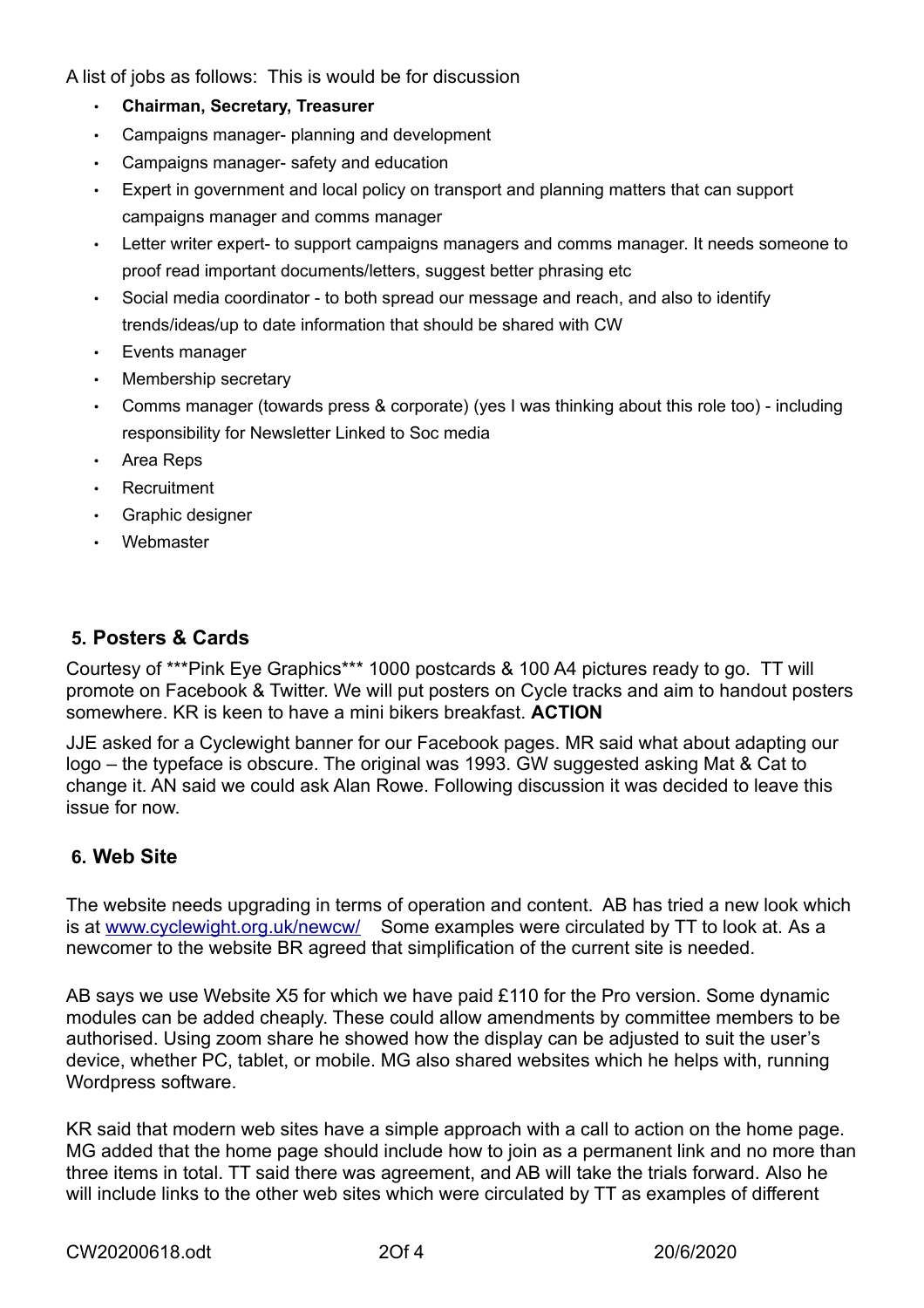A list of jobs as follows: This is would be for discussion

- **Chairman, Secretary, Treasurer**
- Campaigns manager- planning and development
- Campaigns manager- safety and education
- Expert in government and local policy on transport and planning matters that can support campaigns manager and comms manager
- Letter writer expert- to support campaigns managers and comms manager. It needs someone to proof read important documents/letters, suggest better phrasing etc
- Social media coordinator - to both spread our message and reach, and also to identify trends/ideas/up to date information that should be shared with CW
- Events manager
- Membership secretary
- Comms manager (towards press & corporate) (yes I was thinking about this role too) - including responsibility for Newsletter Linked to Soc media
- Area Reps
- Recruitment
- Graphic designer
- Webmaster

## 5. Posters & Cards

Courtesy of ***Pink Eye Graphics*** 1000 postcards & 100 A4 pictures ready to go. TT will promote on Facebook & Twitter. We will put posters on Cycle tracks and aim to handout posters somewhere. KR is keen to have a mini bikers breakfast. **ACTION**

JJE asked for a Cyclewight banner for our Facebook pages. MR said what about adapting our logo – the typeface is obscure. The original was 1993. GW suggested asking Mat & Cat to change it. AN said we could ask Alan Rowe. Following discussion it was decided to leave this issue for now.

## 6. Web Site

The website needs upgrading in terms of operation and content. AB has tried a new look which is at [www.cyclewight.org.uk/newcw/](http://www.cyclewight.org.uk/newcw/) Some examples were circulated by TT to look at. As a newcomer to the website BR agreed that simplification of the current site is needed.

AB says we use Website X5 for which we have paid £110 for the Pro version. Some dynamic modules can be added cheaply. These could allow amendments by committee members to be authorised. Using zoom share he showed how the display can be adjusted to suit the user's device, whether PC, tablet, or mobile. MG also shared websites which he helps with, running Wordpress software.

KR said that modern web sites have a simple approach with a call to action on the home page. MG added that the home page should include how to join as a permanent link and no more than three items in total. TT said there was agreement, and AB will take the trials forward. Also he will include links to the other web sites which were circulated by TT as examples of different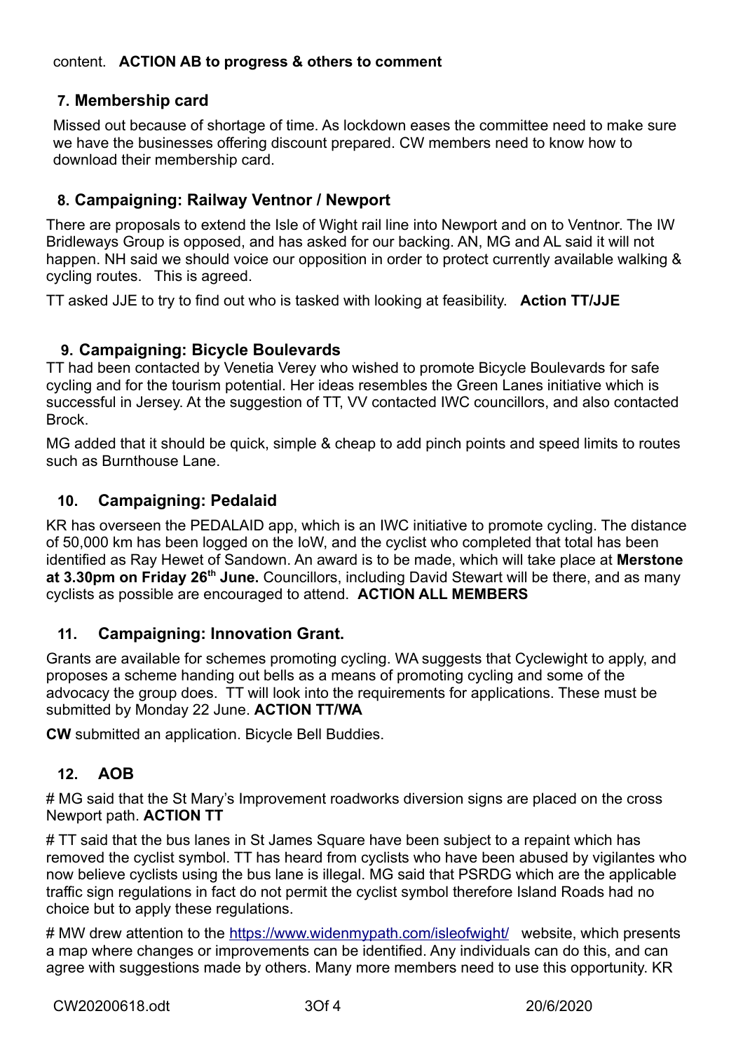content. **ACTION AB to progress & others to comment**

## 7. Membership card

Missed out because of shortage of time. As lockdown eases the committee need to make sure we have the businesses offering discount prepared. CW members need to know how to download their membership card.

## 8. Campaigning: Railway Ventnor / Newport

There are proposals to extend the Isle of Wight rail line into Newport and on to Ventnor. The IW Bridleways Group is opposed, and has asked for our backing. AN, MG and AL said it will not happen. NH said we should voice our opposition in order to protect currently available walking & cycling routes. This is agreed.

TT asked JJE to try to find out who is tasked with looking at feasibility. **Action TT/JJE**

## 9. Campaigning: Bicycle Boulevards

TT had been contacted by Venetia Verey who wished to promote Bicycle Boulevards for safe cycling and for the tourism potential. Her ideas resembles the Green Lanes initiative which is successful in Jersey. At the suggestion of TT, VV contacted IWC councillors, and also contacted Brock.

MG added that it should be quick, simple & cheap to add pinch points and speed limits to routes such as Burnthouse Lane.

## 10. Campaigning: Pedalaid

KR has overseen the PEDALAID app, which is an IWC initiative to promote cycling. The distance of 50,000 km has been logged on the IoW, and the cyclist who completed that total has been identified as Ray Hewet of Sandown. An award is to be made, which will take place at **Merstone at 3.30pm on Friday 26th June.** Councillors, including David Stewart will be there, and as many cyclists as possible are encouraged to attend. **ACTION ALL MEMBERS**

## 11. Campaigning: Innovation Grant.

Grants are available for schemes promoting cycling. WA suggests that Cyclewight to apply, and proposes a scheme handing out bells as a means of promoting cycling and some of the advocacy the group does. TT will look into the requirements for applications. These must be submitted by Monday 22 June. **ACTION TT/WA**

**CW** submitted an application. Bicycle Bell Buddies.

## 12. AOB

# MG said that the St Mary's Improvement roadworks diversion signs are placed on the cross Newport path. **ACTION TT**

# TT said that the bus lanes in St James Square have been subject to a repaint which has removed the cyclist symbol. TT has heard from cyclists who have been abused by vigilantes who now believe cyclists using the bus lane is illegal. MG said that PSRDG which are the applicable traffic sign regulations in fact do not permit the cyclist symbol therefore Island Roads had no choice but to apply these regulations.

# MW drew attention to the https://www.widenmypath.com/isleofwight/ website, which presents a map where changes or improvements can be identified. Any individuals can do this, and can agree with suggestions made by others. Many more members need to use this opportunity. KR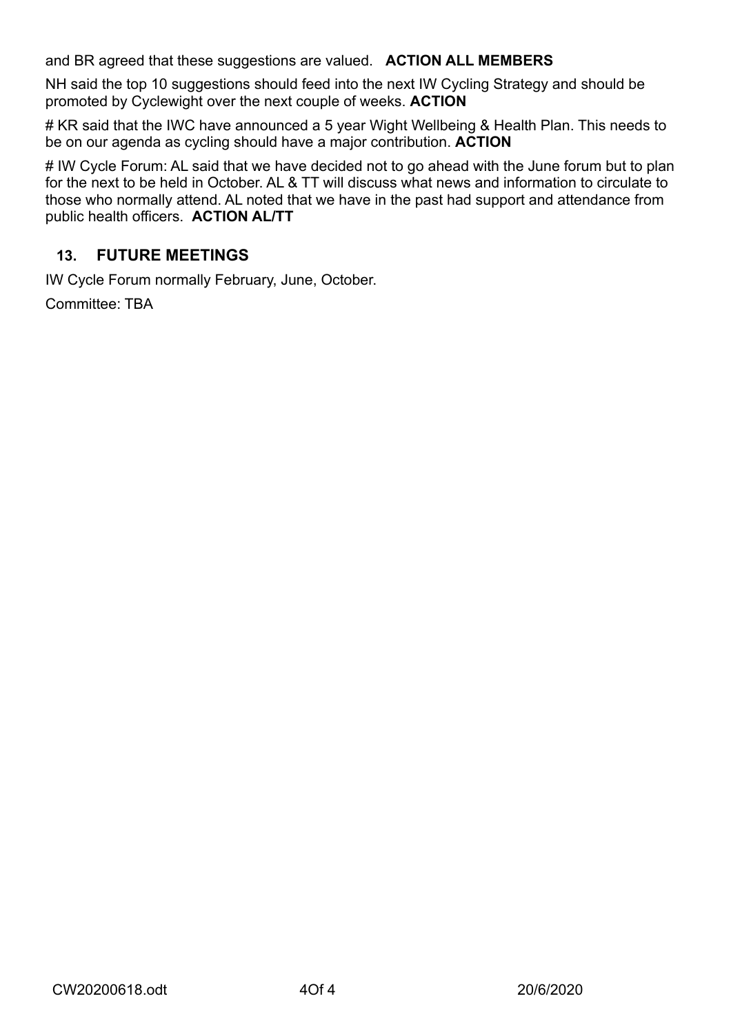and BR agreed that these suggestions are valued. **ACTION ALL MEMBERS**

NH said the top 10 suggestions should feed into the next IW Cycling Strategy and should be promoted by Cyclewight over the next couple of weeks. **ACTION**

# KR said that the IWC have announced a 5 year Wight Wellbeing & Health Plan. This needs to be on our agenda as cycling should have a major contribution. **ACTION**

# IW Cycle Forum: AL said that we have decided not to go ahead with the June forum but to plan for the next to be held in October. AL & TT will discuss what news and information to circulate to those who normally attend. AL noted that we have in the past had support and attendance from public health officers. **ACTION AL/TT**

## 13. FUTURE MEETINGS

IW Cycle Forum normally February, June, October.

Committee: TBA